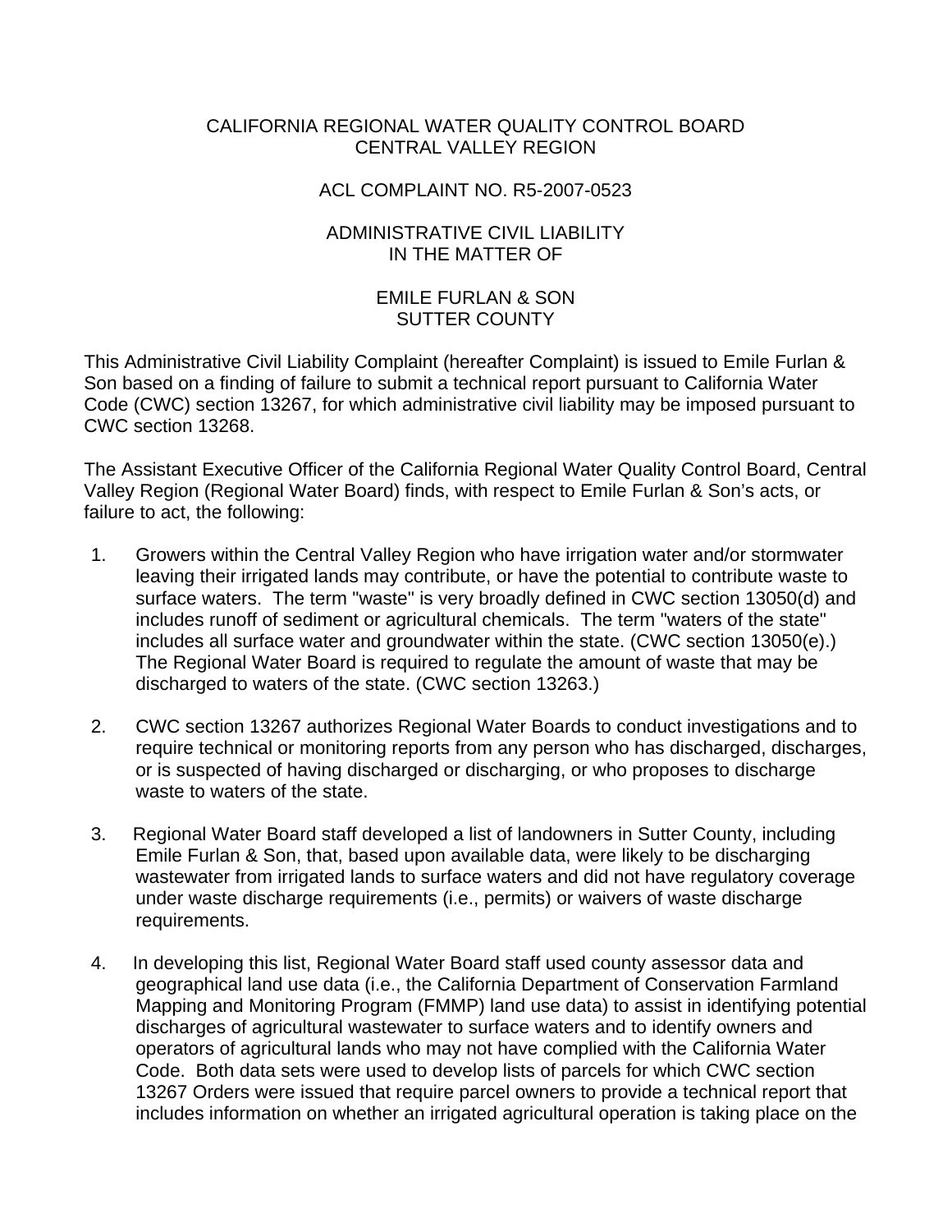CALIFORNIA REGIONAL WATER QUALITY CONTROL BOARD
CENTRAL VALLEY REGION

ACL COMPLAINT NO. R5-2007-0523

ADMINISTRATIVE CIVIL LIABILITY
IN THE MATTER OF

EMILE FURLAN & SON
SUTTER COUNTY

This Administrative Civil Liability Complaint (hereafter Complaint) is issued to Emile Furlan & Son based on a finding of failure to submit a technical report pursuant to California Water Code (CWC) section 13267, for which administrative civil liability may be imposed pursuant to CWC section 13268.

The Assistant Executive Officer of the California Regional Water Quality Control Board, Central Valley Region (Regional Water Board) finds, with respect to Emile Furlan & Son's acts, or failure to act, the following:

1. Growers within the Central Valley Region who have irrigation water and/or stormwater leaving their irrigated lands may contribute, or have the potential to contribute waste to surface waters. The term "waste" is very broadly defined in CWC section 13050(d) and includes runoff of sediment or agricultural chemicals. The term "waters of the state" includes all surface water and groundwater within the state. (CWC section 13050(e).) The Regional Water Board is required to regulate the amount of waste that may be discharged to waters of the state. (CWC section 13263.)

2. CWC section 13267 authorizes Regional Water Boards to conduct investigations and to require technical or monitoring reports from any person who has discharged, discharges, or is suspected of having discharged or discharging, or who proposes to discharge waste to waters of the state.

3. Regional Water Board staff developed a list of landowners in Sutter County, including Emile Furlan & Son, that, based upon available data, were likely to be discharging wastewater from irrigated lands to surface waters and did not have regulatory coverage under waste discharge requirements (i.e., permits) or waivers of waste discharge requirements.

4. In developing this list, Regional Water Board staff used county assessor data and geographical land use data (i.e., the California Department of Conservation Farmland Mapping and Monitoring Program (FMMP) land use data) to assist in identifying potential discharges of agricultural wastewater to surface waters and to identify owners and operators of agricultural lands who may not have complied with the California Water Code. Both data sets were used to develop lists of parcels for which CWC section 13267 Orders were issued that require parcel owners to provide a technical report that includes information on whether an irrigated agricultural operation is taking place on the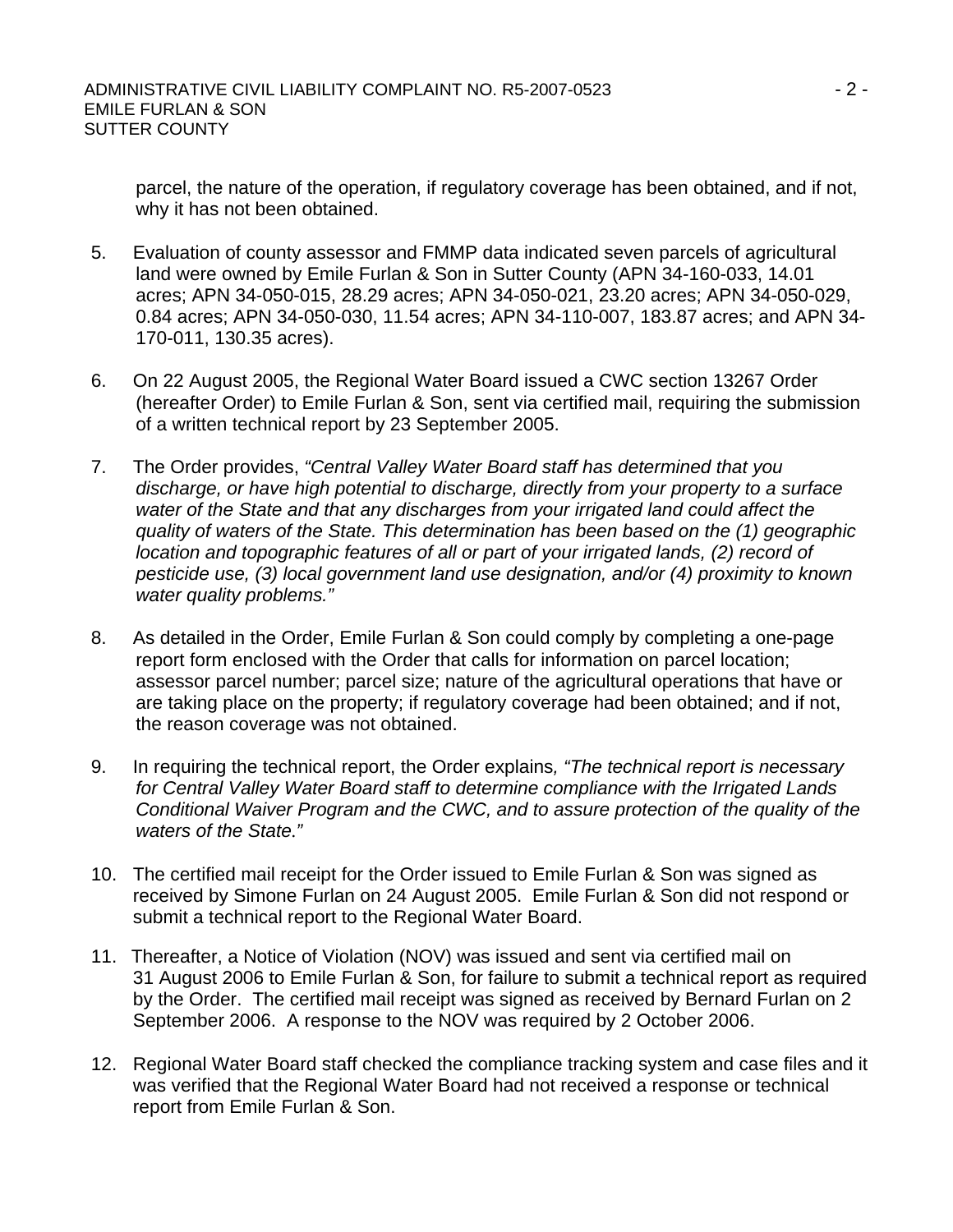parcel, the nature of the operation, if regulatory coverage has been obtained, and if not, why it has not been obtained.

5. Evaluation of county assessor and FMMP data indicated seven parcels of agricultural land were owned by Emile Furlan & Son in Sutter County (APN 34-160-033, 14.01 acres; APN 34-050-015, 28.29 acres; APN 34-050-021, 23.20 acres; APN 34-050-029, 0.84 acres; APN 34-050-030, 11.54 acres; APN 34-110-007, 183.87 acres; and APN 34-170-011, 130.35 acres).

6. On 22 August 2005, the Regional Water Board issued a CWC section 13267 Order (hereafter Order) to Emile Furlan & Son, sent via certified mail, requiring the submission of a written technical report by 23 September 2005.

7. The Order provides, *"Central Valley Water Board staff has determined that you discharge, or have high potential to discharge, directly from your property to a surface water of the State and that any discharges from your irrigated land could affect the quality of waters of the State. This determination has been based on the (1) geographic location and topographic features of all or part of your irrigated lands, (2) record of pesticide use, (3) local government land use designation, and/or (4) proximity to known water quality problems."*

8. As detailed in the Order, Emile Furlan & Son could comply by completing a one-page report form enclosed with the Order that calls for information on parcel location; assessor parcel number; parcel size; nature of the agricultural operations that have or are taking place on the property; if regulatory coverage had been obtained; and if not, the reason coverage was not obtained.

9. In requiring the technical report, the Order explains*, "The technical report is necessary for Central Valley Water Board staff to determine compliance with the Irrigated Lands Conditional Waiver Program and the CWC, and to assure protection of the quality of the waters of the State."*

10. The certified mail receipt for the Order issued to Emile Furlan & Son was signed as received by Simone Furlan on 24 August 2005. Emile Furlan & Son did not respond or submit a technical report to the Regional Water Board.

11. Thereafter, a Notice of Violation (NOV) was issued and sent via certified mail on 31 August 2006 to Emile Furlan & Son, for failure to submit a technical report as required by the Order. The certified mail receipt was signed as received by Bernard Furlan on 2 September 2006. A response to the NOV was required by 2 October 2006.

12. Regional Water Board staff checked the compliance tracking system and case files and it was verified that the Regional Water Board had not received a response or technical report from Emile Furlan & Son.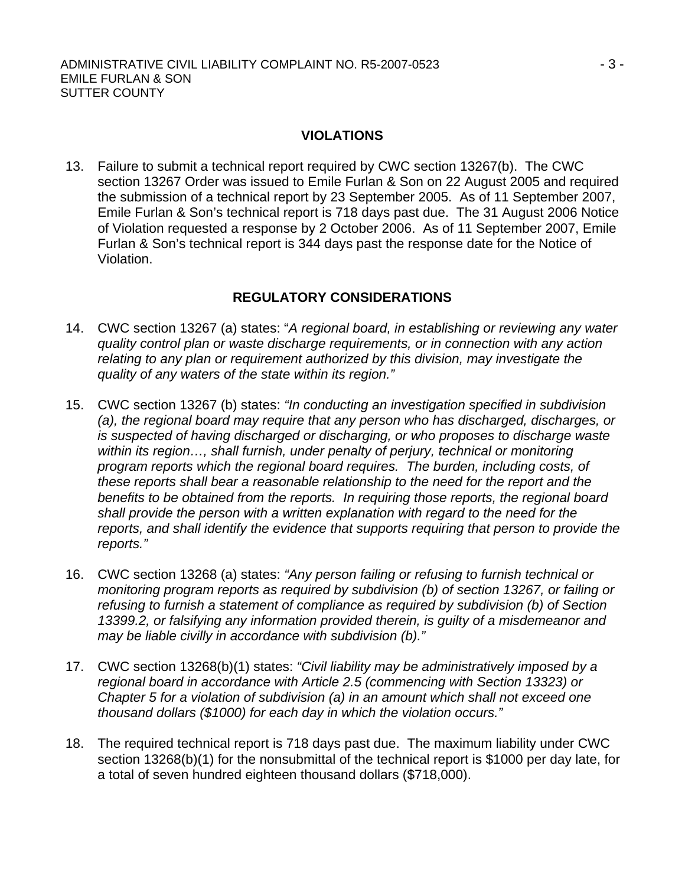## VIOLATIONS

13. Failure to submit a technical report required by CWC section 13267(b). The CWC section 13267 Order was issued to Emile Furlan & Son on 22 August 2005 and required the submission of a technical report by 23 September 2005. As of 11 September 2007, Emile Furlan & Son's technical report is 718 days past due. The 31 August 2006 Notice of Violation requested a response by 2 October 2006. As of 11 September 2007, Emile Furlan & Son's technical report is 344 days past the response date for the Notice of Violation.

## REGULATORY CONSIDERATIONS

14. CWC section 13267 (a) states: "*A regional board, in establishing or reviewing any water quality control plan or waste discharge requirements, or in connection with any action relating to any plan or requirement authorized by this division, may investigate the quality of any waters of the state within its region."*

15. CWC section 13267 (b) states: *"In conducting an investigation specified in subdivision (a), the regional board may require that any person who has discharged, discharges, or is suspected of having discharged or discharging, or who proposes to discharge waste within its region…, shall furnish, under penalty of perjury, technical or monitoring program reports which the regional board requires. The burden, including costs, of these reports shall bear a reasonable relationship to the need for the report and the benefits to be obtained from the reports. In requiring those reports, the regional board shall provide the person with a written explanation with regard to the need for the reports, and shall identify the evidence that supports requiring that person to provide the reports."*

16. CWC section 13268 (a) states: *"Any person failing or refusing to furnish technical or monitoring program reports as required by subdivision (b) of section 13267, or failing or refusing to furnish a statement of compliance as required by subdivision (b) of Section 13399.2, or falsifying any information provided therein, is guilty of a misdemeanor and may be liable civilly in accordance with subdivision (b)."*

17. CWC section 13268(b)(1) states: *"Civil liability may be administratively imposed by a regional board in accordance with Article 2.5 (commencing with Section 13323) or Chapter 5 for a violation of subdivision (a) in an amount which shall not exceed one thousand dollars ($1000) for each day in which the violation occurs."*

18. The required technical report is 718 days past due. The maximum liability under CWC section 13268(b)(1) for the nonsubmittal of the technical report is $1000 per day late, for a total of seven hundred eighteen thousand dollars ($718,000).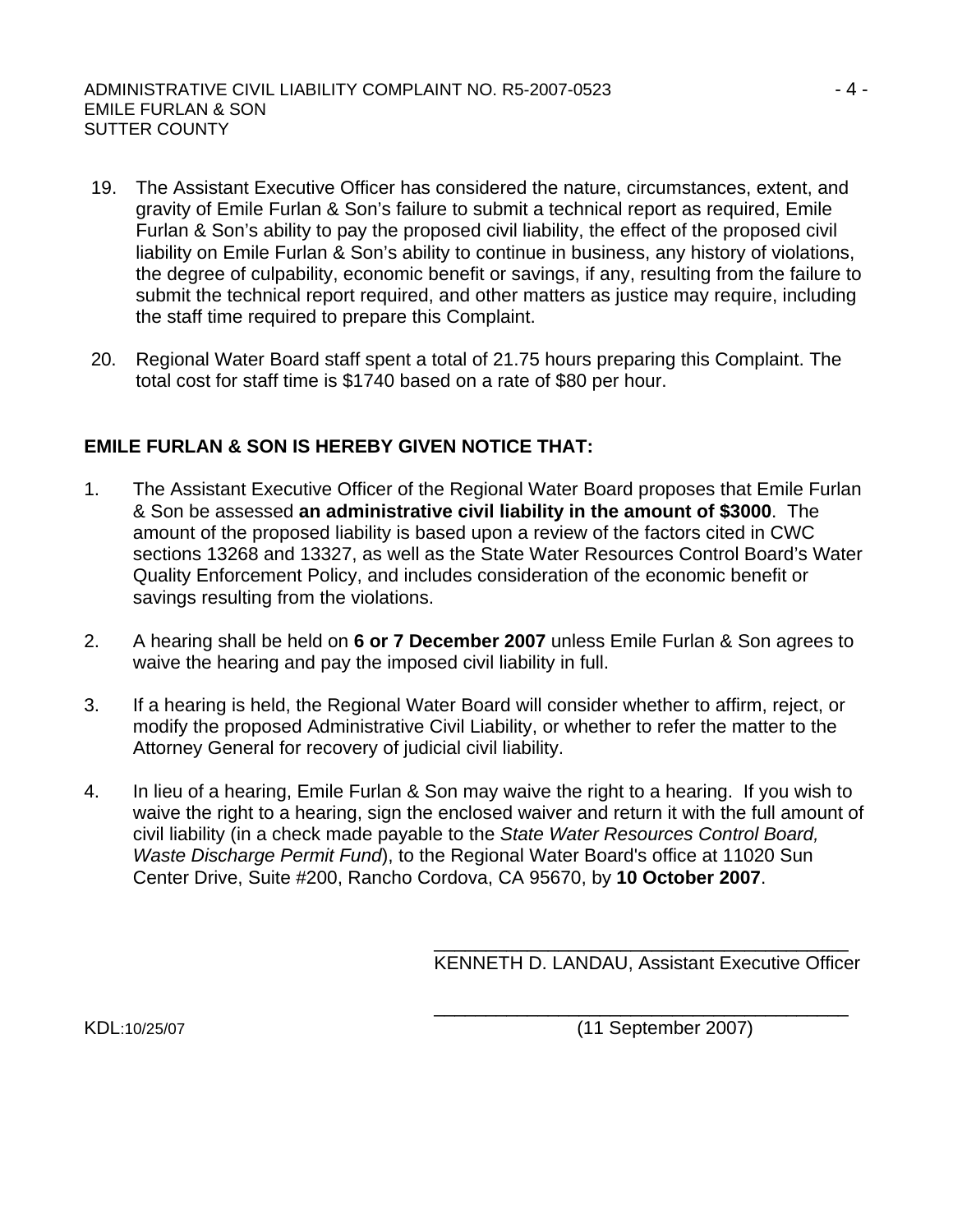19. The Assistant Executive Officer has considered the nature, circumstances, extent, and gravity of Emile Furlan & Son's failure to submit a technical report as required, Emile Furlan & Son's ability to pay the proposed civil liability, the effect of the proposed civil liability on Emile Furlan & Son's ability to continue in business, any history of violations, the degree of culpability, economic benefit or savings, if any, resulting from the failure to submit the technical report required, and other matters as justice may require, including the staff time required to prepare this Complaint.

20. Regional Water Board staff spent a total of 21.75 hours preparing this Complaint. The total cost for staff time is $1740 based on a rate of $80 per hour.

**EMILE FURLAN & SON IS HEREBY GIVEN NOTICE THAT:**

1. The Assistant Executive Officer of the Regional Water Board proposes that Emile Furlan & Son be assessed **an administrative civil liability in the amount of $3000**. The amount of the proposed liability is based upon a review of the factors cited in CWC sections 13268 and 13327, as well as the State Water Resources Control Board's Water Quality Enforcement Policy, and includes consideration of the economic benefit or savings resulting from the violations.

2. A hearing shall be held on **6 or 7 December 2007** unless Emile Furlan & Son agrees to waive the hearing and pay the imposed civil liability in full.

3. If a hearing is held, the Regional Water Board will consider whether to affirm, reject, or modify the proposed Administrative Civil Liability, or whether to refer the matter to the Attorney General for recovery of judicial civil liability.

4. In lieu of a hearing, Emile Furlan & Son may waive the right to a hearing. If you wish to waive the right to a hearing, sign the enclosed waiver and return it with the full amount of civil liability (in a check made payable to the *State Water Resources Control Board, Waste Discharge Permit Fund*), to the Regional Water Board's office at 11020 Sun Center Drive, Suite #200, Rancho Cordova, CA 95670, by **10 October 2007**.

\_\_\_\_\_\_\_\_\_\_\_\_\_\_\_\_\_\_\_\_\_\_\_\_\_\_\_\_\_\_\_\_\_\_\_\_\_\_\_\_
KENNETH D. LANDAU, Assistant Executive Officer

\_\_\_\_\_\_\_\_\_\_\_\_\_\_\_\_\_\_\_\_\_\_\_\_\_\_\_\_\_\_\_\_\_\_\_\_\_\_\_\_
(11 September 2007)

KDL:10/25/07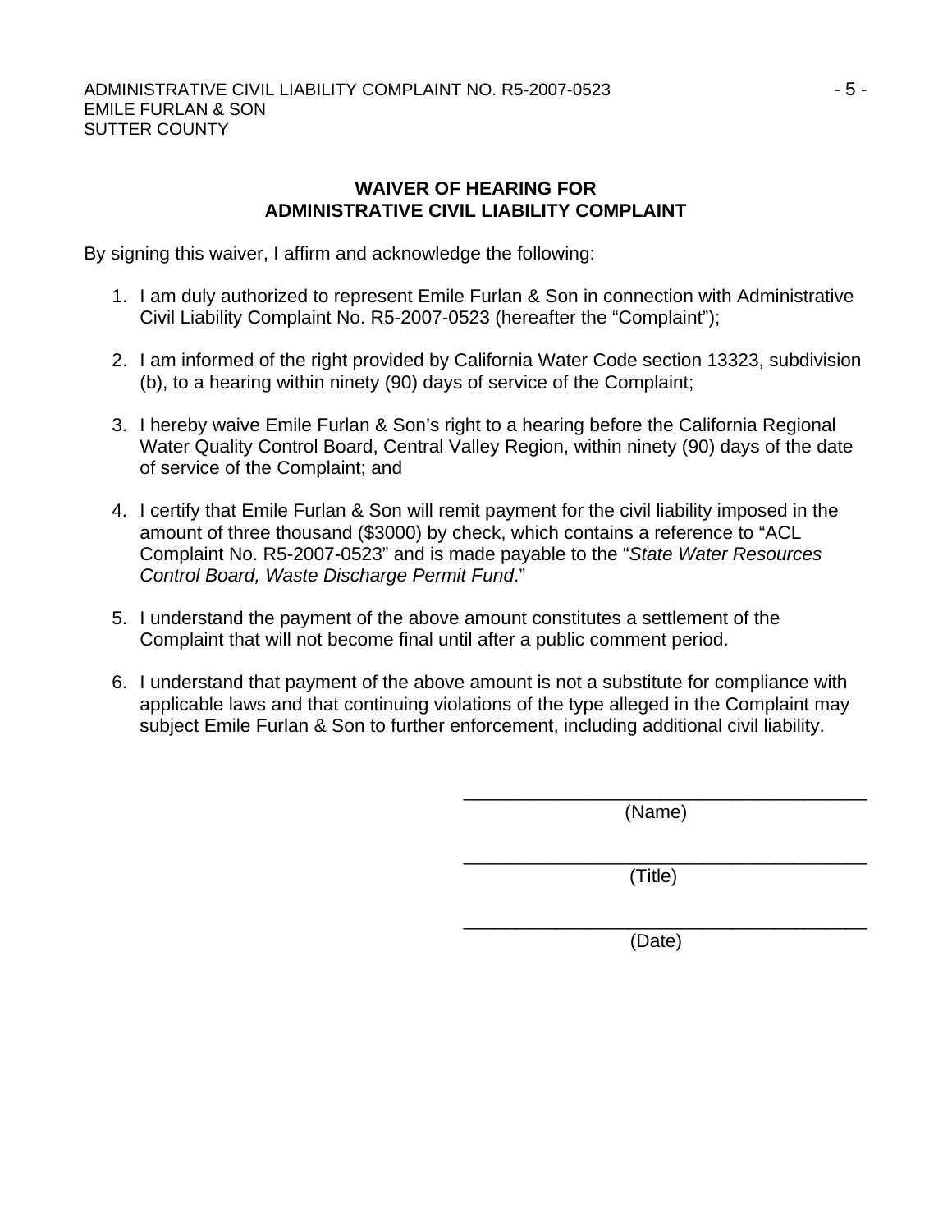## WAIVER OF HEARING FOR ADMINISTRATIVE CIVIL LIABILITY COMPLAINT

By signing this waiver, I affirm and acknowledge the following:

1. I am duly authorized to represent Emile Furlan & Son in connection with Administrative Civil Liability Complaint No. R5-2007-0523 (hereafter the "Complaint");

2. I am informed of the right provided by California Water Code section 13323, subdivision (b), to a hearing within ninety (90) days of service of the Complaint;

3. I hereby waive Emile Furlan & Son's right to a hearing before the California Regional Water Quality Control Board, Central Valley Region, within ninety (90) days of the date of service of the Complaint; and

4. I certify that Emile Furlan & Son will remit payment for the civil liability imposed in the amount of three thousand ($3000) by check, which contains a reference to "ACL Complaint No. R5-2007-0523" and is made payable to the "*State Water Resources Control Board, Waste Discharge Permit Fund*."

5. I understand the payment of the above amount constitutes a settlement of the Complaint that will not become final until after a public comment period.

6. I understand that payment of the above amount is not a substitute for compliance with applicable laws and that continuing violations of the type alleged in the Complaint may subject Emile Furlan & Son to further enforcement, including additional civil liability.

\_\_\_\_\_\_\_\_\_\_\_\_\_\_\_\_\_\_\_\_\_\_\_\_\_\_\_\_\_\_\_\_\_\_\_\_\_\_\_\_
(Name)

\_\_\_\_\_\_\_\_\_\_\_\_\_\_\_\_\_\_\_\_\_\_\_\_\_\_\_\_\_\_\_\_\_\_\_\_\_\_\_\_
(Title)

\_\_\_\_\_\_\_\_\_\_\_\_\_\_\_\_\_\_\_\_\_\_\_\_\_\_\_\_\_\_\_\_\_\_\_\_\_\_\_\_
(Date)